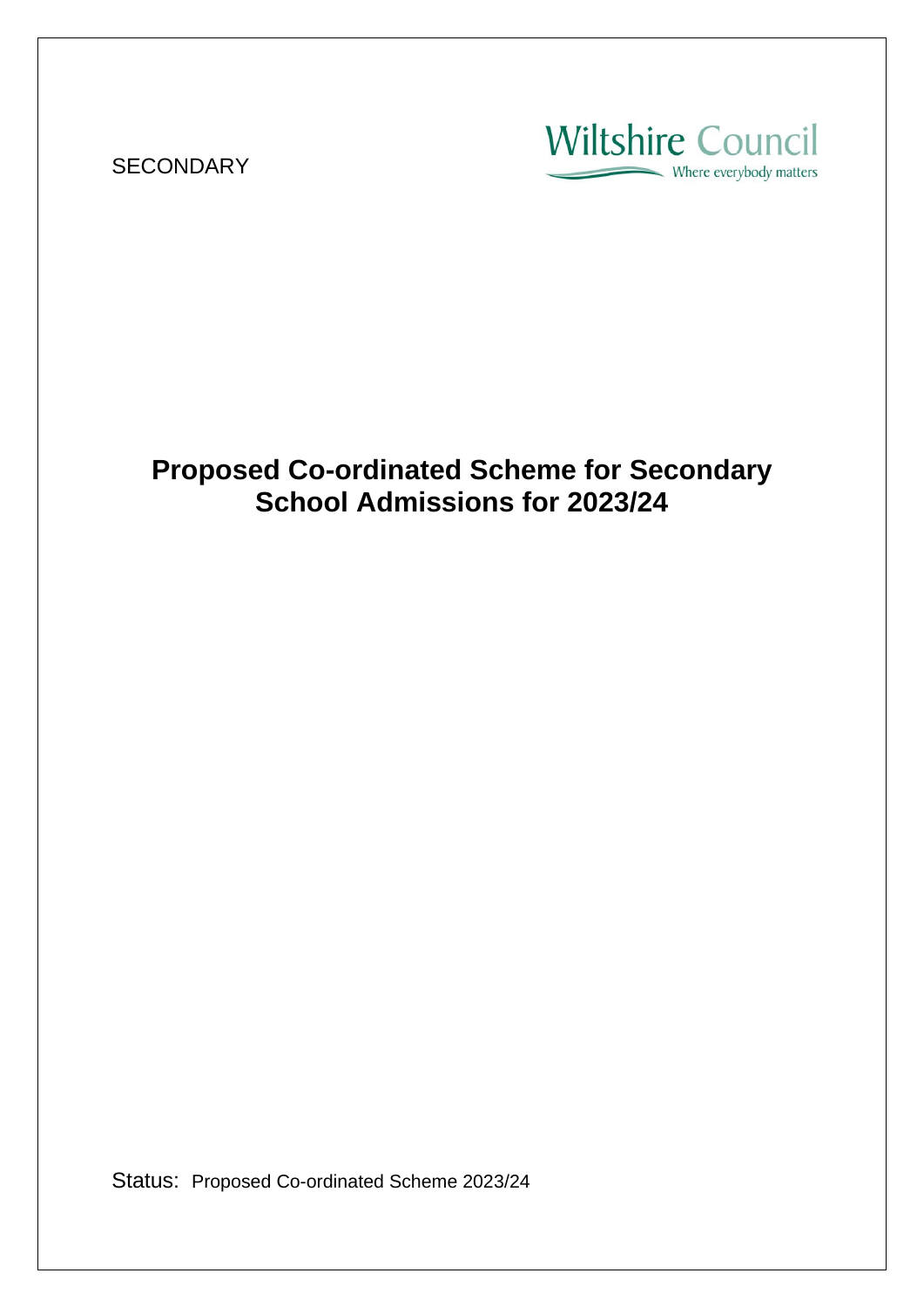SECONDARY

Wiltshire Council
Where everybody matters

# Proposed Co-ordinated Scheme for Secondary School Admissions for 2023/24

Status: Proposed Co-ordinated Scheme 2023/24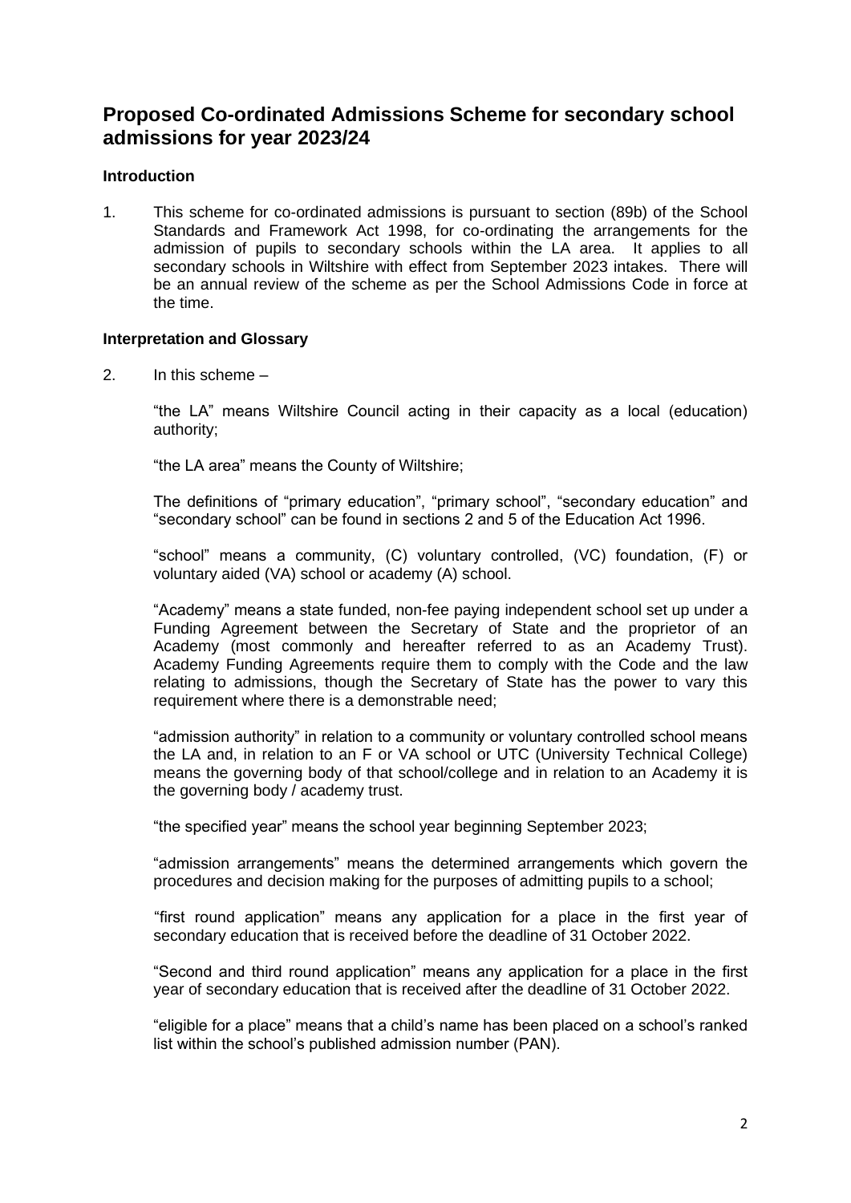# Proposed Co-ordinated Admissions Scheme for secondary school admissions for year 2023/24

**Introduction**

1. This scheme for co-ordinated admissions is pursuant to section (89b) of the School Standards and Framework Act 1998, for co-ordinating the arrangements for the admission of pupils to secondary schools within the LA area. It applies to all secondary schools in Wiltshire with effect from September 2023 intakes. There will be an annual review of the scheme as per the School Admissions Code in force at the time.

**Interpretation and Glossary**

2. In this scheme –

   "the LA" means Wiltshire Council acting in their capacity as a local (education) authority;

   "the LA area" means the County of Wiltshire;

   The definitions of "primary education", "primary school", "secondary education" and "secondary school" can be found in sections 2 and 5 of the Education Act 1996.

   "school" means a community, (C) voluntary controlled, (VC) foundation, (F) or voluntary aided (VA) school or academy (A) school.

   "Academy" means a state funded, non-fee paying independent school set up under a Funding Agreement between the Secretary of State and the proprietor of an Academy (most commonly and hereafter referred to as an Academy Trust). Academy Funding Agreements require them to comply with the Code and the law relating to admissions, though the Secretary of State has the power to vary this requirement where there is a demonstrable need;

   "admission authority" in relation to a community or voluntary controlled school means the LA and, in relation to an F or VA school or UTC (University Technical College) means the governing body of that school/college and in relation to an Academy it is the governing body / academy trust.

   "the specified year" means the school year beginning September 2023;

   "admission arrangements" means the determined arrangements which govern the procedures and decision making for the purposes of admitting pupils to a school;

   "first round application" means any application for a place in the first year of secondary education that is received before the deadline of 31 October 2022.

   "Second and third round application" means any application for a place in the first year of secondary education that is received after the deadline of 31 October 2022.

   "eligible for a place" means that a child's name has been placed on a school's ranked list within the school's published admission number (PAN).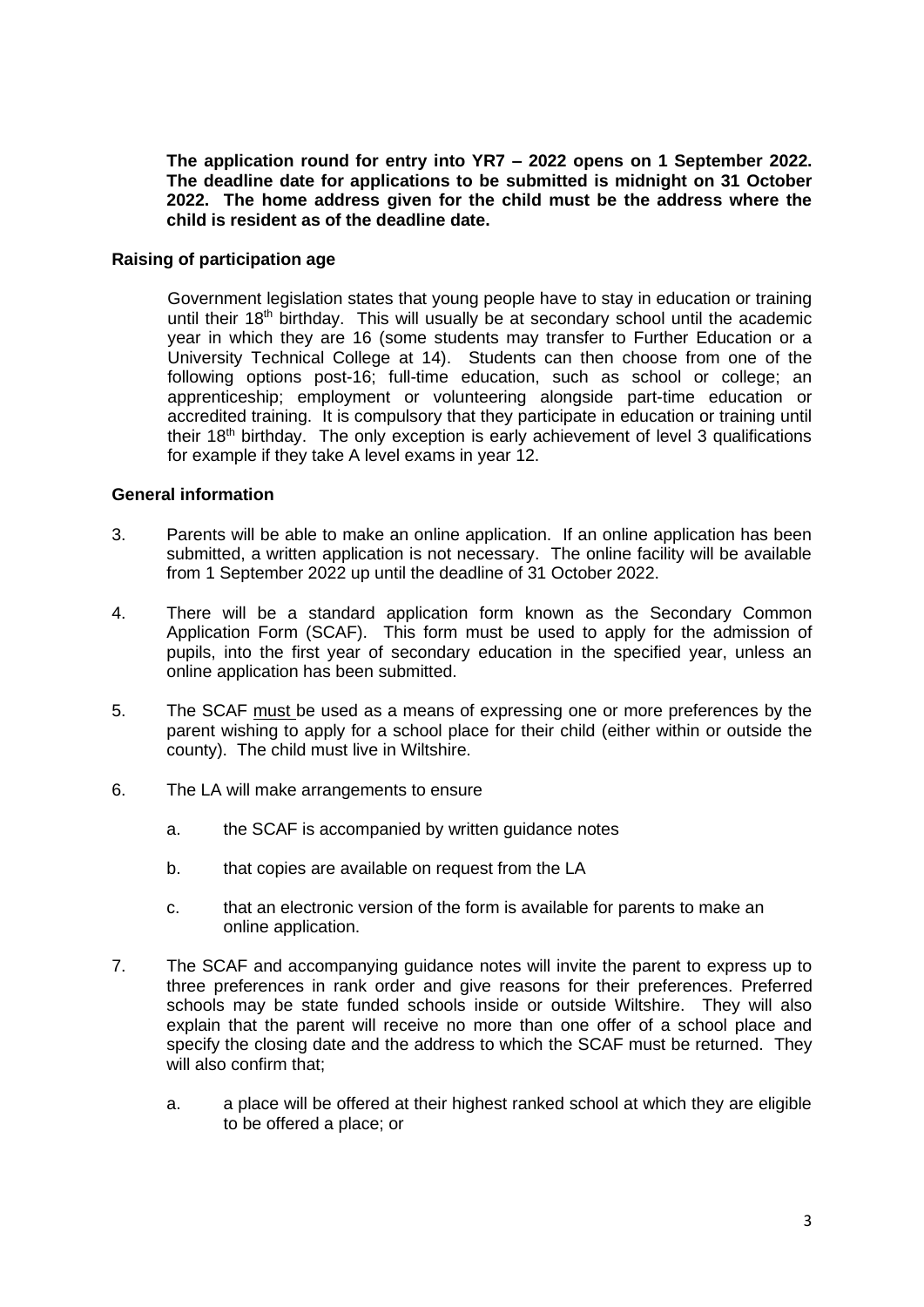**The application round for entry into YR7 – 2022 opens on 1 September 2022. The deadline date for applications to be submitted is midnight on 31 October 2022. The home address given for the child must be the address where the child is resident as of the deadline date.**

### Raising of participation age

Government legislation states that young people have to stay in education or training until their 18th birthday. This will usually be at secondary school until the academic year in which they are 16 (some students may transfer to Further Education or a University Technical College at 14). Students can then choose from one of the following options post-16; full-time education, such as school or college; an apprenticeship; employment or volunteering alongside part-time education or accredited training. It is compulsory that they participate in education or training until their 18th birthday. The only exception is early achievement of level 3 qualifications for example if they take A level exams in year 12.

### General information

3. Parents will be able to make an online application. If an online application has been submitted, a written application is not necessary. The online facility will be available from 1 September 2022 up until the deadline of 31 October 2022.

4. There will be a standard application form known as the Secondary Common Application Form (SCAF). This form must be used to apply for the admission of pupils, into the first year of secondary education in the specified year, unless an online application has been submitted.

5. The SCAF <u>must</u> be used as a means of expressing one or more preferences by the parent wishing to apply for a school place for their child (either within or outside the county). The child must live in Wiltshire.

6. The LA will make arrangements to ensure

   a. the SCAF is accompanied by written guidance notes

   b. that copies are available on request from the LA

   c. that an electronic version of the form is available for parents to make an online application.

7. The SCAF and accompanying guidance notes will invite the parent to express up to three preferences in rank order and give reasons for their preferences. Preferred schools may be state funded schools inside or outside Wiltshire. They will also explain that the parent will receive no more than one offer of a school place and specify the closing date and the address to which the SCAF must be returned. They will also confirm that;

   a. a place will be offered at their highest ranked school at which they are eligible to be offered a place; or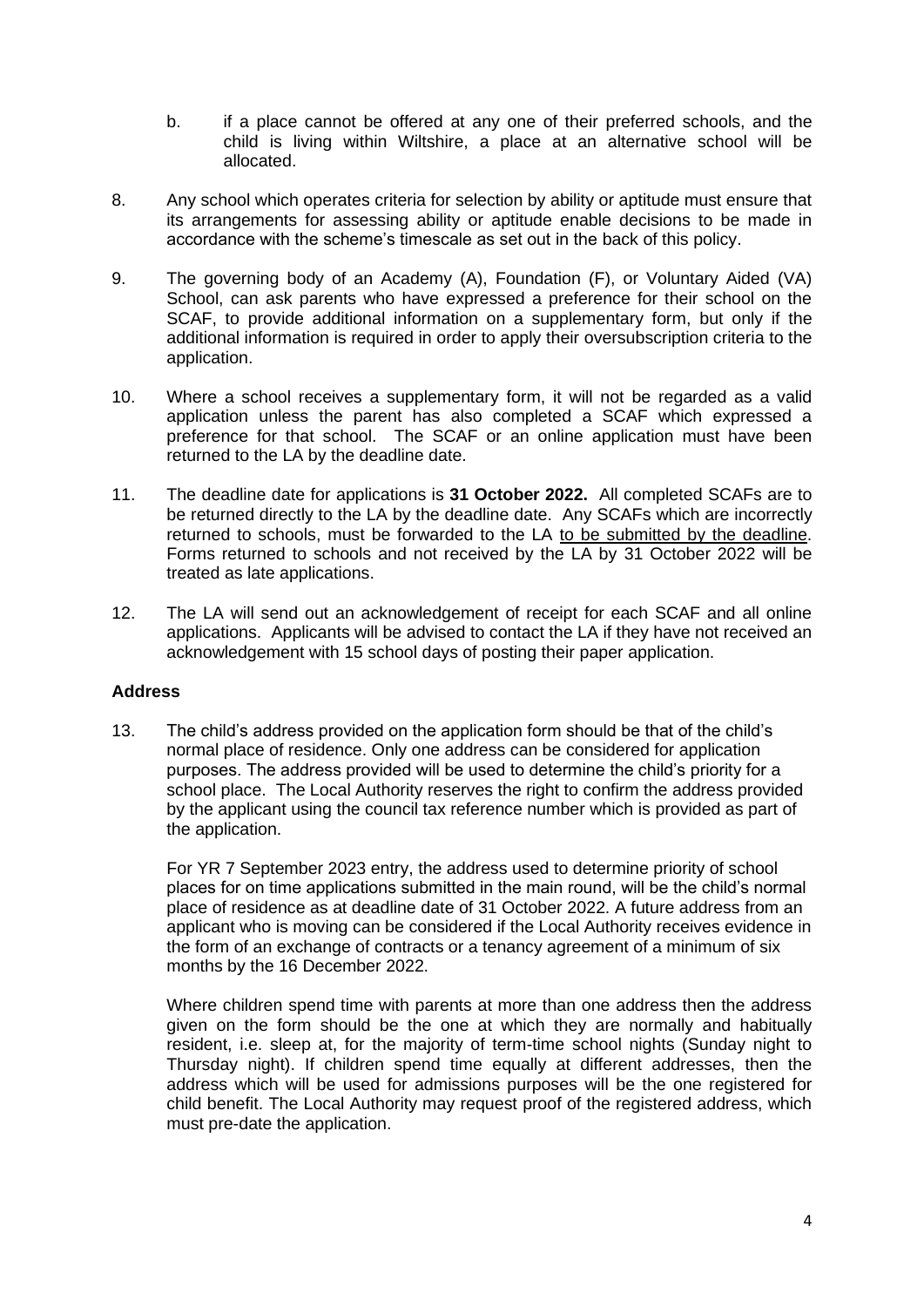b. if a place cannot be offered at any one of their preferred schools, and the child is living within Wiltshire, a place at an alternative school will be allocated.

8. Any school which operates criteria for selection by ability or aptitude must ensure that its arrangements for assessing ability or aptitude enable decisions to be made in accordance with the scheme's timescale as set out in the back of this policy.

9. The governing body of an Academy (A), Foundation (F), or Voluntary Aided (VA) School, can ask parents who have expressed a preference for their school on the SCAF, to provide additional information on a supplementary form, but only if the additional information is required in order to apply their oversubscription criteria to the application.

10. Where a school receives a supplementary form, it will not be regarded as a valid application unless the parent has also completed a SCAF which expressed a preference for that school. The SCAF or an online application must have been returned to the LA by the deadline date.

11. The deadline date for applications is **31 October 2022.** All completed SCAFs are to be returned directly to the LA by the deadline date. Any SCAFs which are incorrectly returned to schools, must be forwarded to the LA <u>to be submitted by the deadline</u>. Forms returned to schools and not received by the LA by 31 October 2022 will be treated as late applications.

12. The LA will send out an acknowledgement of receipt for each SCAF and all online applications. Applicants will be advised to contact the LA if they have not received an acknowledgement with 15 school days of posting their paper application.

### Address

13. The child's address provided on the application form should be that of the child's normal place of residence. Only one address can be considered for application purposes. The address provided will be used to determine the child's priority for a school place. The Local Authority reserves the right to confirm the address provided by the applicant using the council tax reference number which is provided as part of the application.

    For YR 7 September 2023 entry, the address used to determine priority of school places for on time applications submitted in the main round, will be the child's normal place of residence as at deadline date of 31 October 2022. A future address from an applicant who is moving can be considered if the Local Authority receives evidence in the form of an exchange of contracts or a tenancy agreement of a minimum of six months by the 16 December 2022.

    Where children spend time with parents at more than one address then the address given on the form should be the one at which they are normally and habitually resident, i.e. sleep at, for the majority of term-time school nights (Sunday night to Thursday night). If children spend time equally at different addresses, then the address which will be used for admissions purposes will be the one registered for child benefit. The Local Authority may request proof of the registered address, which must pre-date the application.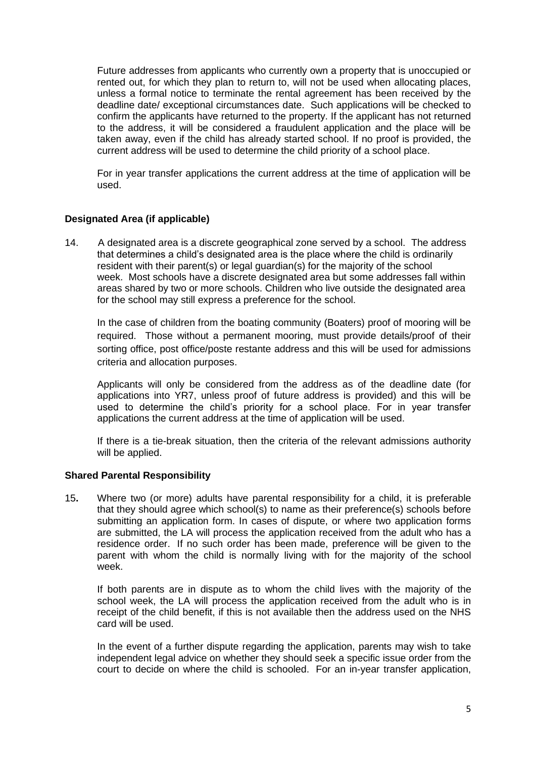Future addresses from applicants who currently own a property that is unoccupied or rented out, for which they plan to return to, will not be used when allocating places, unless a formal notice to terminate the rental agreement has been received by the deadline date/ exceptional circumstances date. Such applications will be checked to confirm the applicants have returned to the property. If the applicant has not returned to the address, it will be considered a fraudulent application and the place will be taken away, even if the child has already started school. If no proof is provided, the current address will be used to determine the child priority of a school place.

For in year transfer applications the current address at the time of application will be used.

**Designated Area (if applicable)**

14. A designated area is a discrete geographical zone served by a school. The address that determines a child's designated area is the place where the child is ordinarily resident with their parent(s) or legal guardian(s) for the majority of the school week. Most schools have a discrete designated area but some addresses fall within areas shared by two or more schools. Children who live outside the designated area for the school may still express a preference for the school.

In the case of children from the boating community (Boaters) proof of mooring will be required. Those without a permanent mooring, must provide details/proof of their sorting office, post office/poste restante address and this will be used for admissions criteria and allocation purposes.

Applicants will only be considered from the address as of the deadline date (for applications into YR7, unless proof of future address is provided) and this will be used to determine the child's priority for a school place. For in year transfer applications the current address at the time of application will be used.

If there is a tie-break situation, then the criteria of the relevant admissions authority will be applied.

**Shared Parental Responsibility**

15**.** Where two (or more) adults have parental responsibility for a child, it is preferable that they should agree which school(s) to name as their preference(s) schools before submitting an application form. In cases of dispute, or where two application forms are submitted, the LA will process the application received from the adult who has a residence order. If no such order has been made, preference will be given to the parent with whom the child is normally living with for the majority of the school week.

If both parents are in dispute as to whom the child lives with the majority of the school week, the LA will process the application received from the adult who is in receipt of the child benefit, if this is not available then the address used on the NHS card will be used.

In the event of a further dispute regarding the application, parents may wish to take independent legal advice on whether they should seek a specific issue order from the court to decide on where the child is schooled. For an in-year transfer application,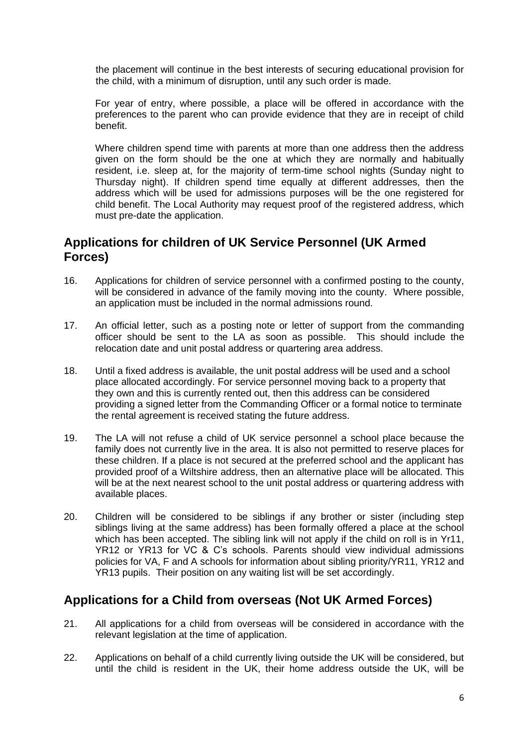the placement will continue in the best interests of securing educational provision for the child, with a minimum of disruption, until any such order is made.

For year of entry, where possible, a place will be offered in accordance with the preferences to the parent who can provide evidence that they are in receipt of child benefit.

Where children spend time with parents at more than one address then the address given on the form should be the one at which they are normally and habitually resident, i.e. sleep at, for the majority of term-time school nights (Sunday night to Thursday night). If children spend time equally at different addresses, then the address which will be used for admissions purposes will be the one registered for child benefit. The Local Authority may request proof of the registered address, which must pre-date the application.

## Applications for children of UK Service Personnel (UK Armed Forces)

16. Applications for children of service personnel with a confirmed posting to the county, will be considered in advance of the family moving into the county. Where possible, an application must be included in the normal admissions round.

17. An official letter, such as a posting note or letter of support from the commanding officer should be sent to the LA as soon as possible. This should include the relocation date and unit postal address or quartering area address.

18. Until a fixed address is available, the unit postal address will be used and a school place allocated accordingly. For service personnel moving back to a property that they own and this is currently rented out, then this address can be considered providing a signed letter from the Commanding Officer or a formal notice to terminate the rental agreement is received stating the future address.

19. The LA will not refuse a child of UK service personnel a school place because the family does not currently live in the area. It is also not permitted to reserve places for these children. If a place is not secured at the preferred school and the applicant has provided proof of a Wiltshire address, then an alternative place will be allocated. This will be at the next nearest school to the unit postal address or quartering address with available places.

20. Children will be considered to be siblings if any brother or sister (including step siblings living at the same address) has been formally offered a place at the school which has been accepted. The sibling link will not apply if the child on roll is in Yr11, YR12 or YR13 for VC & C's schools. Parents should view individual admissions policies for VA, F and A schools for information about sibling priority/YR11, YR12 and YR13 pupils. Their position on any waiting list will be set accordingly.

## Applications for a Child from overseas (Not UK Armed Forces)

21. All applications for a child from overseas will be considered in accordance with the relevant legislation at the time of application.

22. Applications on behalf of a child currently living outside the UK will be considered, but until the child is resident in the UK, their home address outside the UK, will be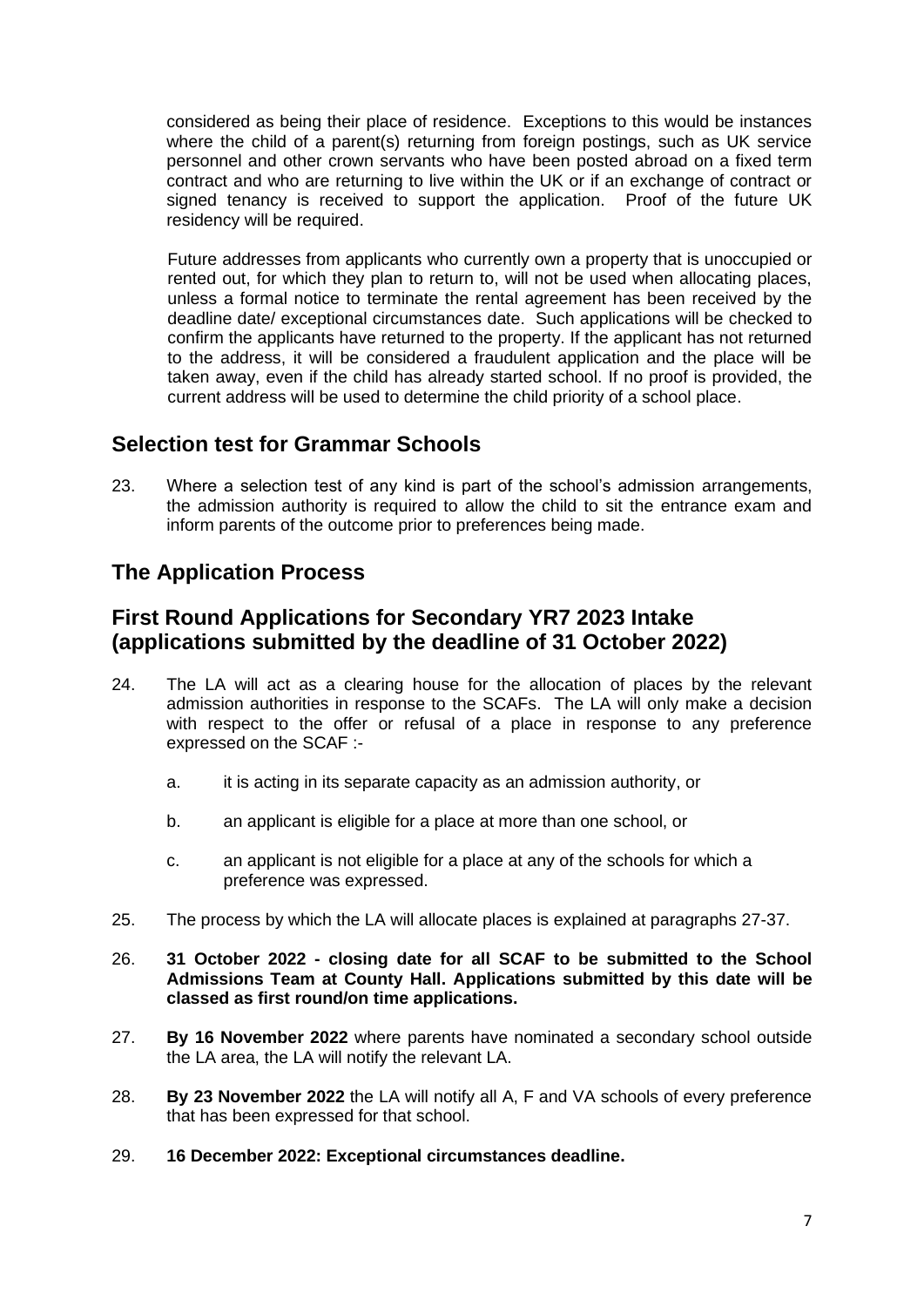considered as being their place of residence. Exceptions to this would be instances where the child of a parent(s) returning from foreign postings, such as UK service personnel and other crown servants who have been posted abroad on a fixed term contract and who are returning to live within the UK or if an exchange of contract or signed tenancy is received to support the application. Proof of the future UK residency will be required.

Future addresses from applicants who currently own a property that is unoccupied or rented out, for which they plan to return to, will not be used when allocating places, unless a formal notice to terminate the rental agreement has been received by the deadline date/ exceptional circumstances date. Such applications will be checked to confirm the applicants have returned to the property. If the applicant has not returned to the address, it will be considered a fraudulent application and the place will be taken away, even if the child has already started school. If no proof is provided, the current address will be used to determine the child priority of a school place.

## Selection test for Grammar Schools

23. Where a selection test of any kind is part of the school's admission arrangements, the admission authority is required to allow the child to sit the entrance exam and inform parents of the outcome prior to preferences being made.

## The Application Process

## First Round Applications for Secondary YR7 2023 Intake (applications submitted by the deadline of 31 October 2022)

24. The LA will act as a clearing house for the allocation of places by the relevant admission authorities in response to the SCAFs. The LA will only make a decision with respect to the offer or refusal of a place in response to any preference expressed on the SCAF :-

    a. it is acting in its separate capacity as an admission authority, or

    b. an applicant is eligible for a place at more than one school, or

    c. an applicant is not eligible for a place at any of the schools for which a preference was expressed.

25. The process by which the LA will allocate places is explained at paragraphs 27-37.

26. **31 October 2022 - closing date for all SCAF to be submitted to the School Admissions Team at County Hall. Applications submitted by this date will be classed as first round/on time applications.**

27. **By 16 November 2022** where parents have nominated a secondary school outside the LA area, the LA will notify the relevant LA.

28. **By 23 November 2022** the LA will notify all A, F and VA schools of every preference that has been expressed for that school.

29. **16 December 2022: Exceptional circumstances deadline.**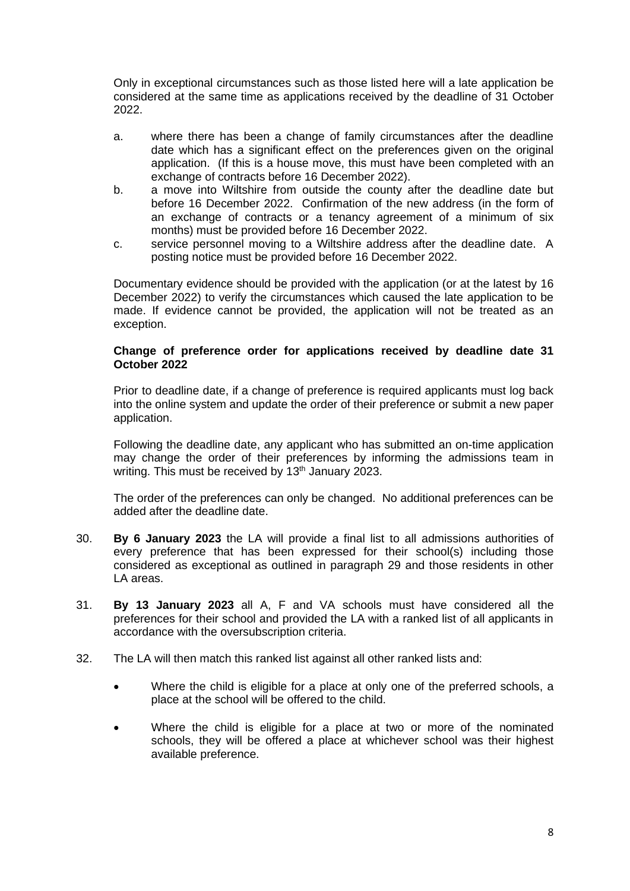Only in exceptional circumstances such as those listed here will a late application be considered at the same time as applications received by the deadline of 31 October 2022.

a. where there has been a change of family circumstances after the deadline date which has a significant effect on the preferences given on the original application. (If this is a house move, this must have been completed with an exchange of contracts before 16 December 2022).

b. a move into Wiltshire from outside the county after the deadline date but before 16 December 2022. Confirmation of the new address (in the form of an exchange of contracts or a tenancy agreement of a minimum of six months) must be provided before 16 December 2022.

c. service personnel moving to a Wiltshire address after the deadline date. A posting notice must be provided before 16 December 2022.

Documentary evidence should be provided with the application (or at the latest by 16 December 2022) to verify the circumstances which caused the late application to be made. If evidence cannot be provided, the application will not be treated as an exception.

**Change of preference order for applications received by deadline date 31 October 2022**

Prior to deadline date, if a change of preference is required applicants must log back into the online system and update the order of their preference or submit a new paper application.

Following the deadline date, any applicant who has submitted an on-time application may change the order of their preferences by informing the admissions team in writing. This must be received by 13th January 2023.

The order of the preferences can only be changed. No additional preferences can be added after the deadline date.

30. **By 6 January 2023** the LA will provide a final list to all admissions authorities of every preference that has been expressed for their school(s) including those considered as exceptional as outlined in paragraph 29 and those residents in other LA areas.

31. **By 13 January 2023** all A, F and VA schools must have considered all the preferences for their school and provided the LA with a ranked list of all applicants in accordance with the oversubscription criteria.

32. The LA will then match this ranked list against all other ranked lists and:

    - Where the child is eligible for a place at only one of the preferred schools, a place at the school will be offered to the child.

    - Where the child is eligible for a place at two or more of the nominated schools, they will be offered a place at whichever school was their highest available preference.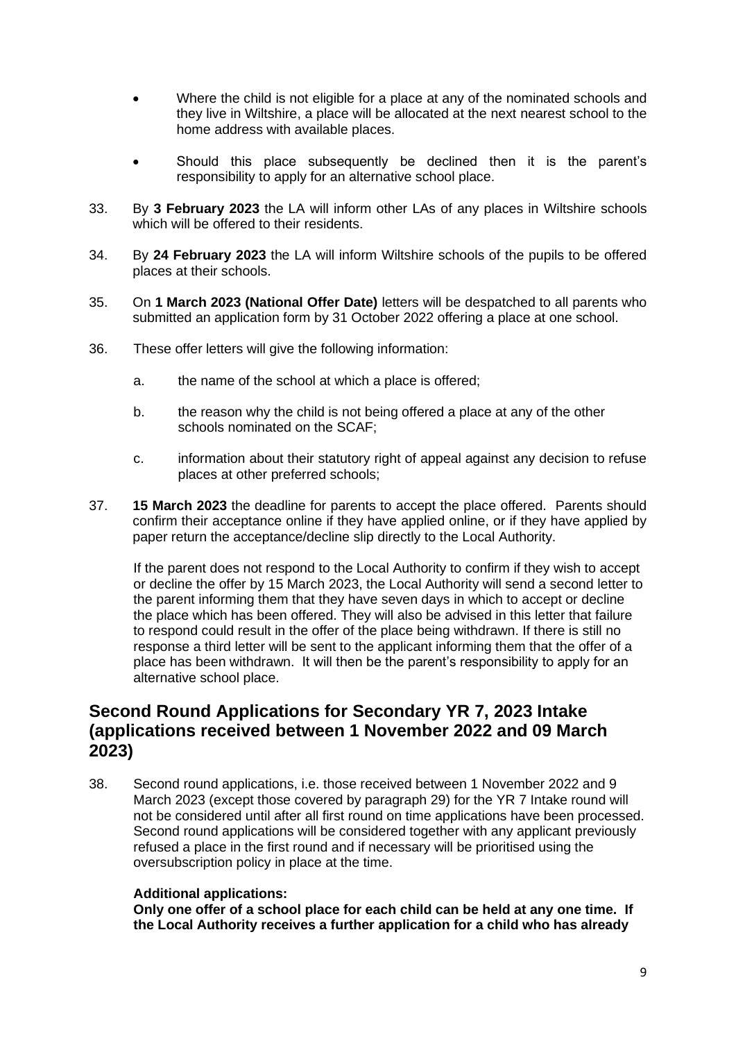- Where the child is not eligible for a place at any of the nominated schools and they live in Wiltshire, a place will be allocated at the next nearest school to the home address with available places.
- Should this place subsequently be declined then it is the parent's responsibility to apply for an alternative school place.

33. By **3 February 2023** the LA will inform other LAs of any places in Wiltshire schools which will be offered to their residents.

34. By **24 February 2023** the LA will inform Wiltshire schools of the pupils to be offered places at their schools.

35. On **1 March 2023 (National Offer Date)** letters will be despatched to all parents who submitted an application form by 31 October 2022 offering a place at one school.

36. These offer letters will give the following information:

    a. the name of the school at which a place is offered;

    b. the reason why the child is not being offered a place at any of the other schools nominated on the SCAF;

    c. information about their statutory right of appeal against any decision to refuse places at other preferred schools;

37. **15 March 2023** the deadline for parents to accept the place offered. Parents should confirm their acceptance online if they have applied online, or if they have applied by paper return the acceptance/decline slip directly to the Local Authority.

    If the parent does not respond to the Local Authority to confirm if they wish to accept or decline the offer by 15 March 2023, the Local Authority will send a second letter to the parent informing them that they have seven days in which to accept or decline the place which has been offered. They will also be advised in this letter that failure to respond could result in the offer of the place being withdrawn. If there is still no response a third letter will be sent to the applicant informing them that the offer of a place has been withdrawn. It will then be the parent's responsibility to apply for an alternative school place.

## Second Round Applications for Secondary YR 7, 2023 Intake (applications received between 1 November 2022 and 09 March 2023)

38. Second round applications, i.e. those received between 1 November 2022 and 9 March 2023 (except those covered by paragraph 29) for the YR 7 Intake round will not be considered until after all first round on time applications have been processed. Second round applications will be considered together with any applicant previously refused a place in the first round and if necessary will be prioritised using the oversubscription policy in place at the time.

    **Additional applications:**
    **Only one offer of a school place for each child can be held at any one time. If the Local Authority receives a further application for a child who has already**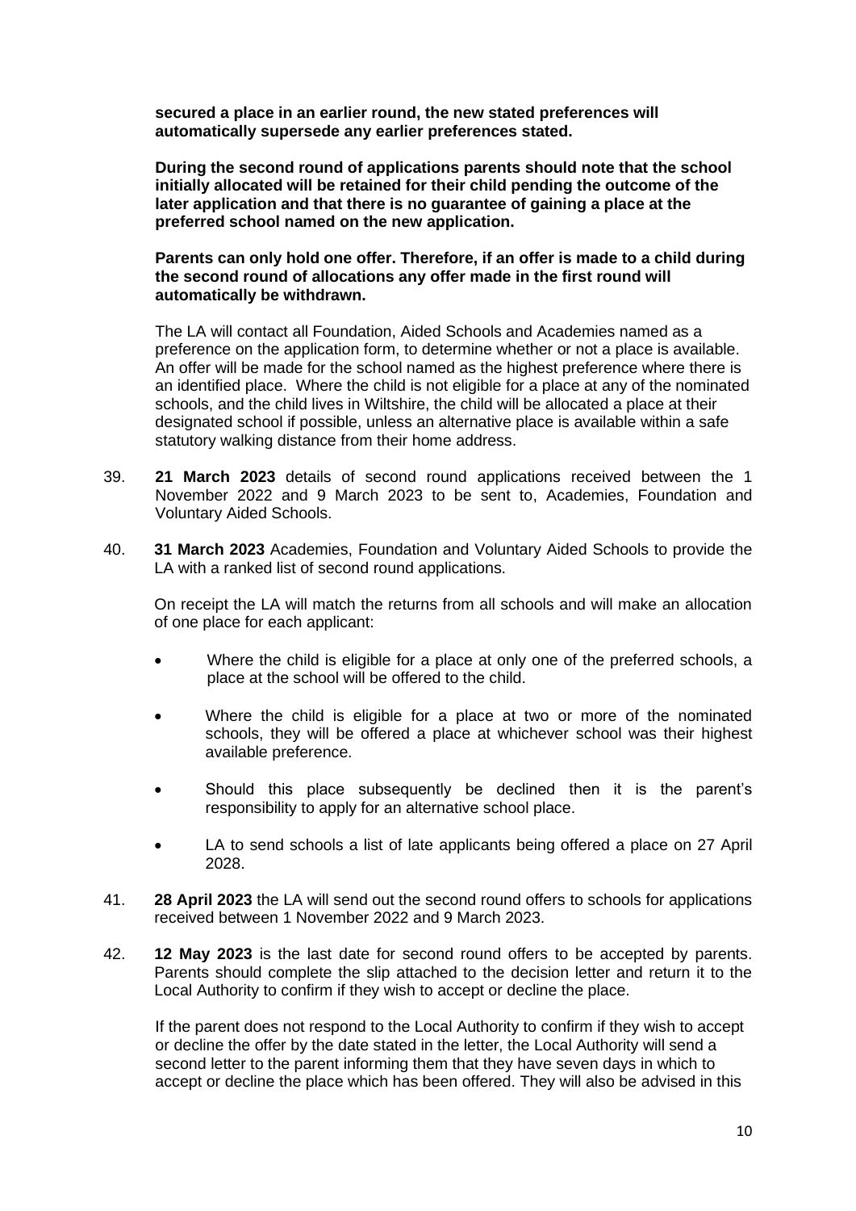**secured a place in an earlier round, the new stated preferences will automatically supersede any earlier preferences stated.**

**During the second round of applications parents should note that the school initially allocated will be retained for their child pending the outcome of the later application and that there is no guarantee of gaining a place at the preferred school named on the new application.**

**Parents can only hold one offer. Therefore, if an offer is made to a child during the second round of allocations any offer made in the first round will automatically be withdrawn.**

The LA will contact all Foundation, Aided Schools and Academies named as a preference on the application form, to determine whether or not a place is available. An offer will be made for the school named as the highest preference where there is an identified place. Where the child is not eligible for a place at any of the nominated schools, and the child lives in Wiltshire, the child will be allocated a place at their designated school if possible, unless an alternative place is available within a safe statutory walking distance from their home address.

39. **21 March 2023** details of second round applications received between the 1 November 2022 and 9 March 2023 to be sent to, Academies, Foundation and Voluntary Aided Schools.

40. **31 March 2023** Academies, Foundation and Voluntary Aided Schools to provide the LA with a ranked list of second round applications.

    On receipt the LA will match the returns from all schools and will make an allocation of one place for each applicant:

    - Where the child is eligible for a place at only one of the preferred schools, a place at the school will be offered to the child.
    - Where the child is eligible for a place at two or more of the nominated schools, they will be offered a place at whichever school was their highest available preference.
    - Should this place subsequently be declined then it is the parent's responsibility to apply for an alternative school place.
    - LA to send schools a list of late applicants being offered a place on 27 April 2028.

41. **28 April 2023** the LA will send out the second round offers to schools for applications received between 1 November 2022 and 9 March 2023.

42. **12 May 2023** is the last date for second round offers to be accepted by parents. Parents should complete the slip attached to the decision letter and return it to the Local Authority to confirm if they wish to accept or decline the place.

    If the parent does not respond to the Local Authority to confirm if they wish to accept or decline the offer by the date stated in the letter, the Local Authority will send a second letter to the parent informing them that they have seven days in which to accept or decline the place which has been offered. They will also be advised in this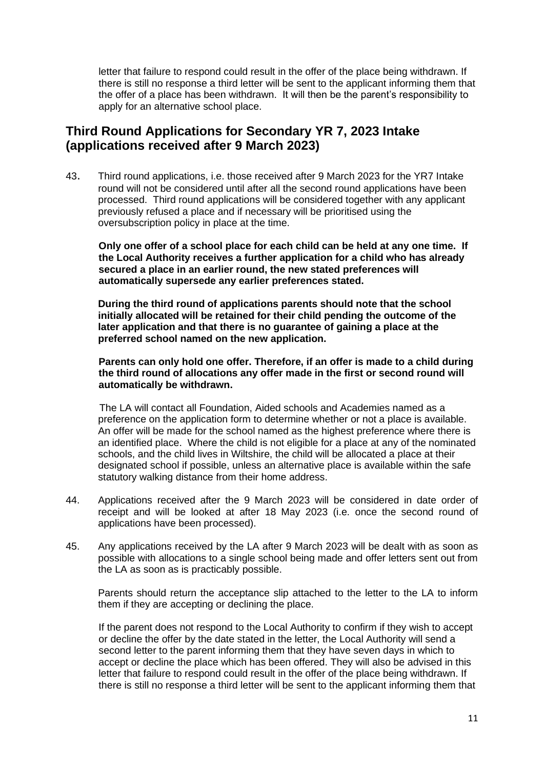letter that failure to respond could result in the offer of the place being withdrawn. If there is still no response a third letter will be sent to the applicant informing them that the offer of a place has been withdrawn. It will then be the parent's responsibility to apply for an alternative school place.

## Third Round Applications for Secondary YR 7, 2023 Intake (applications received after 9 March 2023)

43. Third round applications, i.e. those received after 9 March 2023 for the YR7 Intake round will not be considered until after all the second round applications have been processed. Third round applications will be considered together with any applicant previously refused a place and if necessary will be prioritised using the oversubscription policy in place at the time.

    **Only one offer of a school place for each child can be held at any one time. If the Local Authority receives a further application for a child who has already secured a place in an earlier round, the new stated preferences will automatically supersede any earlier preferences stated.**

    **During the third round of applications parents should note that the school initially allocated will be retained for their child pending the outcome of the later application and that there is no guarantee of gaining a place at the preferred school named on the new application.**

    **Parents can only hold one offer. Therefore, if an offer is made to a child during the third round of allocations any offer made in the first or second round will automatically be withdrawn.**

    The LA will contact all Foundation, Aided schools and Academies named as a preference on the application form to determine whether or not a place is available. An offer will be made for the school named as the highest preference where there is an identified place. Where the child is not eligible for a place at any of the nominated schools, and the child lives in Wiltshire, the child will be allocated a place at their designated school if possible, unless an alternative place is available within the safe statutory walking distance from their home address.

44. Applications received after the 9 March 2023 will be considered in date order of receipt and will be looked at after 18 May 2023 (i.e. once the second round of applications have been processed).

45. Any applications received by the LA after 9 March 2023 will be dealt with as soon as possible with allocations to a single school being made and offer letters sent out from the LA as soon as is practicably possible.

    Parents should return the acceptance slip attached to the letter to the LA to inform them if they are accepting or declining the place.

    If the parent does not respond to the Local Authority to confirm if they wish to accept or decline the offer by the date stated in the letter, the Local Authority will send a second letter to the parent informing them that they have seven days in which to accept or decline the place which has been offered. They will also be advised in this letter that failure to respond could result in the offer of the place being withdrawn. If there is still no response a third letter will be sent to the applicant informing them that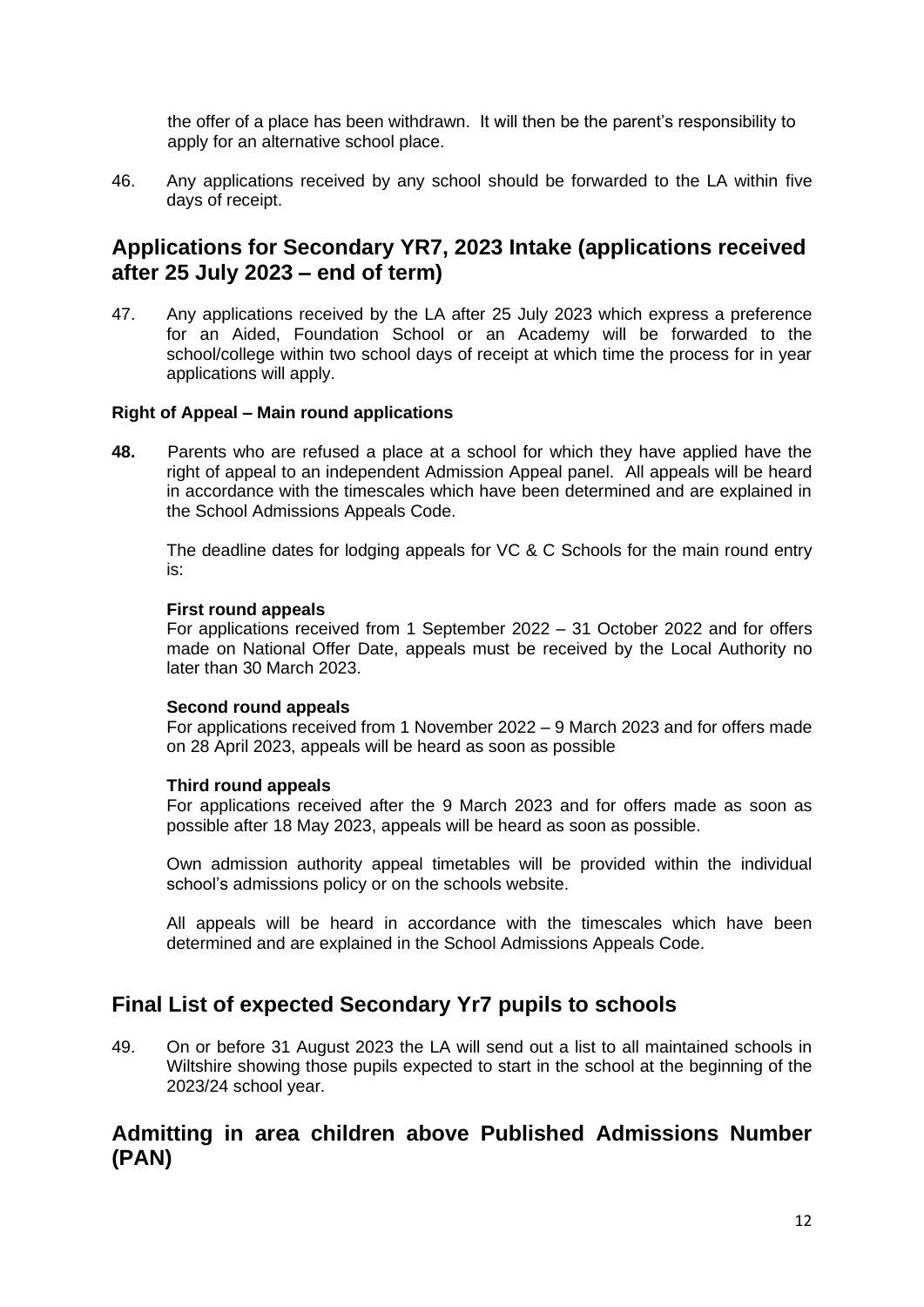the offer of a place has been withdrawn. It will then be the parent's responsibility to apply for an alternative school place.

46. Any applications received by any school should be forwarded to the LA within five days of receipt.

## Applications for Secondary YR7, 2023 Intake (applications received after 25 July 2023 – end of term)

47. Any applications received by the LA after 25 July 2023 which express a preference for an Aided, Foundation School or an Academy will be forwarded to the school/college within two school days of receipt at which time the process for in year applications will apply.

#### Right of Appeal – Main round applications

**48.** Parents who are refused a place at a school for which they have applied have the right of appeal to an independent Admission Appeal panel. All appeals will be heard in accordance with the timescales which have been determined and are explained in the School Admissions Appeals Code.

The deadline dates for lodging appeals for VC & C Schools for the main round entry is:

**First round appeals**
For applications received from 1 September 2022 – 31 October 2022 and for offers made on National Offer Date, appeals must be received by the Local Authority no later than 30 March 2023.

**Second round appeals**
For applications received from 1 November 2022 – 9 March 2023 and for offers made on 28 April 2023, appeals will be heard as soon as possible

**Third round appeals**
For applications received after the 9 March 2023 and for offers made as soon as possible after 18 May 2023, appeals will be heard as soon as possible.

Own admission authority appeal timetables will be provided within the individual school's admissions policy or on the schools website.

All appeals will be heard in accordance with the timescales which have been determined and are explained in the School Admissions Appeals Code.

## Final List of expected Secondary Yr7 pupils to schools

49. On or before 31 August 2023 the LA will send out a list to all maintained schools in Wiltshire showing those pupils expected to start in the school at the beginning of the 2023/24 school year.

## Admitting in area children above Published Admissions Number (PAN)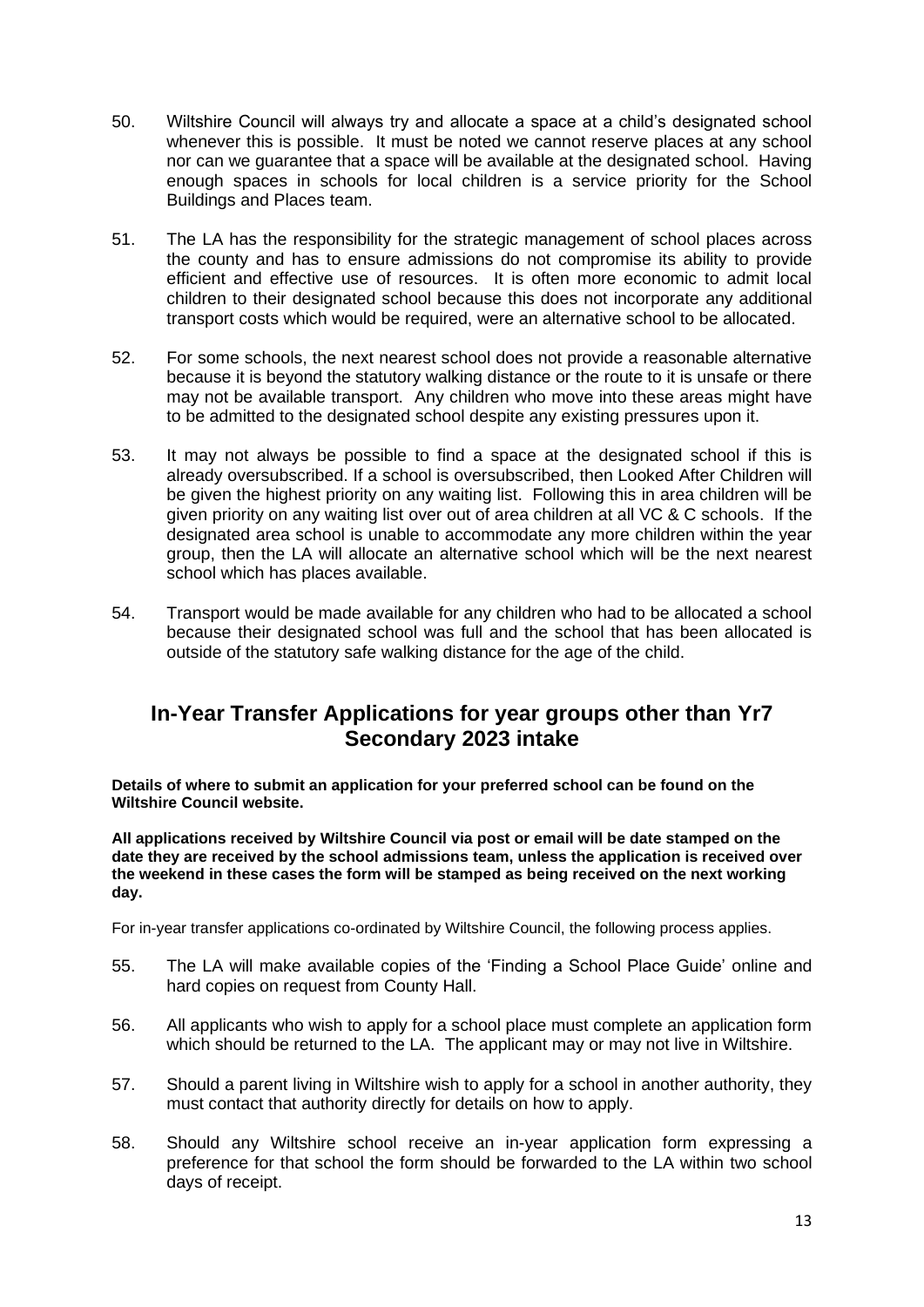50. Wiltshire Council will always try and allocate a space at a child's designated school whenever this is possible. It must be noted we cannot reserve places at any school nor can we guarantee that a space will be available at the designated school. Having enough spaces in schools for local children is a service priority for the School Buildings and Places team.

51. The LA has the responsibility for the strategic management of school places across the county and has to ensure admissions do not compromise its ability to provide efficient and effective use of resources. It is often more economic to admit local children to their designated school because this does not incorporate any additional transport costs which would be required, were an alternative school to be allocated.

52. For some schools, the next nearest school does not provide a reasonable alternative because it is beyond the statutory walking distance or the route to it is unsafe or there may not be available transport. Any children who move into these areas might have to be admitted to the designated school despite any existing pressures upon it.

53. It may not always be possible to find a space at the designated school if this is already oversubscribed. If a school is oversubscribed, then Looked After Children will be given the highest priority on any waiting list. Following this in area children will be given priority on any waiting list over out of area children at all VC & C schools. If the designated area school is unable to accommodate any more children within the year group, then the LA will allocate an alternative school which will be the next nearest school which has places available.

54. Transport would be made available for any children who had to be allocated a school because their designated school was full and the school that has been allocated is outside of the statutory safe walking distance for the age of the child.

## In-Year Transfer Applications for year groups other than Yr7 Secondary 2023 intake

**Details of where to submit an application for your preferred school can be found on the Wiltshire Council website.**

**All applications received by Wiltshire Council via post or email will be date stamped on the date they are received by the school admissions team, unless the application is received over the weekend in these cases the form will be stamped as being received on the next working day.**

For in-year transfer applications co-ordinated by Wiltshire Council, the following process applies.

55. The LA will make available copies of the 'Finding a School Place Guide' online and hard copies on request from County Hall.

56. All applicants who wish to apply for a school place must complete an application form which should be returned to the LA. The applicant may or may not live in Wiltshire.

57. Should a parent living in Wiltshire wish to apply for a school in another authority, they must contact that authority directly for details on how to apply.

58. Should any Wiltshire school receive an in-year application form expressing a preference for that school the form should be forwarded to the LA within two school days of receipt.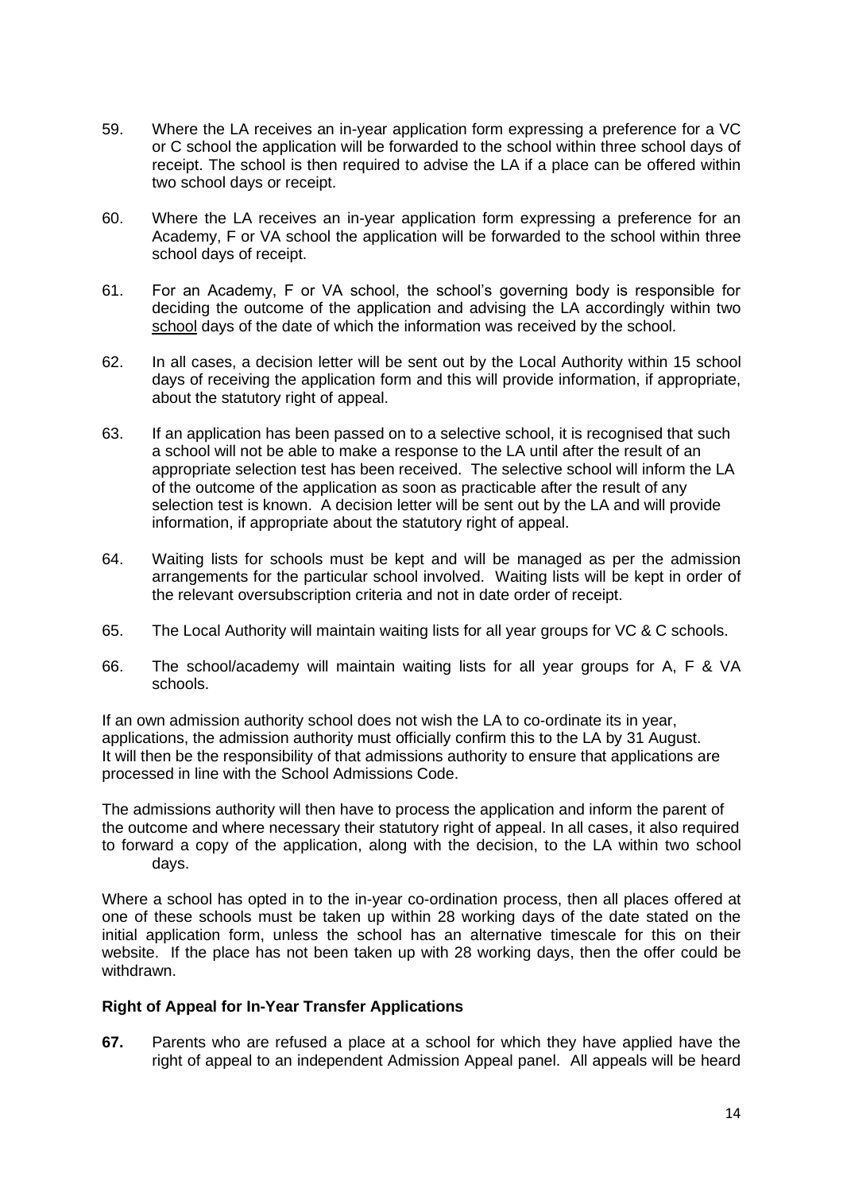59. Where the LA receives an in-year application form expressing a preference for a VC or C school the application will be forwarded to the school within three school days of receipt. The school is then required to advise the LA if a place can be offered within two school days or receipt.

60. Where the LA receives an in-year application form expressing a preference for an Academy, F or VA school the application will be forwarded to the school within three school days of receipt.

61. For an Academy, F or VA school, the school's governing body is responsible for deciding the outcome of the application and advising the LA accordingly within two school days of the date of which the information was received by the school.

62. In all cases, a decision letter will be sent out by the Local Authority within 15 school days of receiving the application form and this will provide information, if appropriate, about the statutory right of appeal.

63. If an application has been passed on to a selective school, it is recognised that such a school will not be able to make a response to the LA until after the result of an appropriate selection test has been received. The selective school will inform the LA of the outcome of the application as soon as practicable after the result of any selection test is known. A decision letter will be sent out by the LA and will provide information, if appropriate about the statutory right of appeal.

64. Waiting lists for schools must be kept and will be managed as per the admission arrangements for the particular school involved. Waiting lists will be kept in order of the relevant oversubscription criteria and not in date order of receipt.

65. The Local Authority will maintain waiting lists for all year groups for VC & C schools.

66. The school/academy will maintain waiting lists for all year groups for A, F & VA schools.

If an own admission authority school does not wish the LA to co-ordinate its in year, applications, the admission authority must officially confirm this to the LA by 31 August. It will then be the responsibility of that admissions authority to ensure that applications are processed in line with the School Admissions Code.

The admissions authority will then have to process the application and inform the parent of the outcome and where necessary their statutory right of appeal. In all cases, it also required to forward a copy of the application, along with the decision, to the LA within two school days.

Where a school has opted in to the in-year co-ordination process, then all places offered at one of these schools must be taken up within 28 working days of the date stated on the initial application form, unless the school has an alternative timescale for this on their website. If the place has not been taken up with 28 working days, then the offer could be withdrawn.

**Right of Appeal for In-Year Transfer Applications**

**67.** Parents who are refused a place at a school for which they have applied have the right of appeal to an independent Admission Appeal panel. All appeals will be heard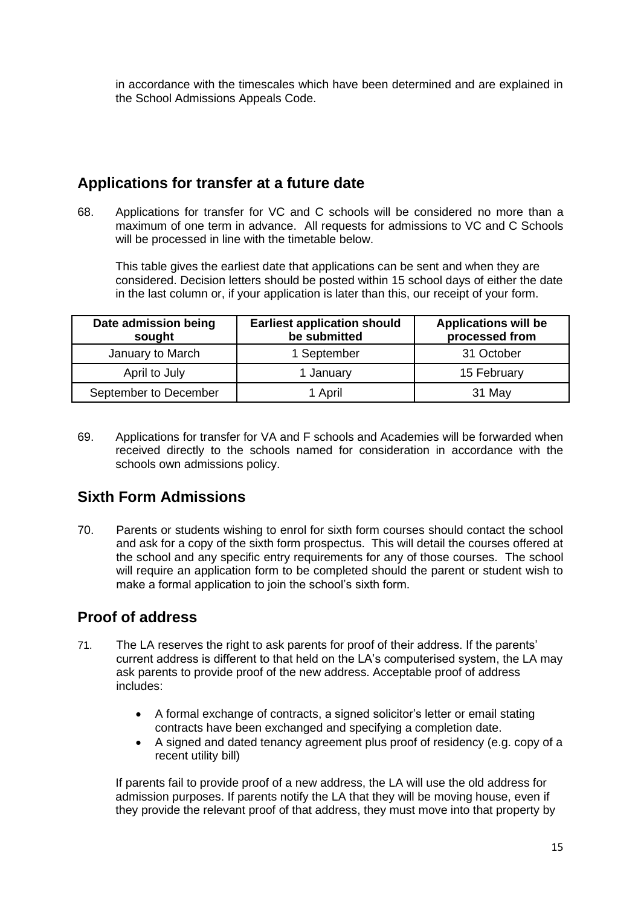in accordance with the timescales which have been determined and are explained in the School Admissions Appeals Code.

## Applications for transfer at a future date

68. Applications for transfer for VC and C schools will be considered no more than a maximum of one term in advance. All requests for admissions to VC and C Schools will be processed in line with the timetable below.

This table gives the earliest date that applications can be sent and when they are considered. Decision letters should be posted within 15 school days of either the date in the last column or, if your application is later than this, our receipt of your form.

| Date admission being sought | Earliest application should be submitted | Applications will be processed from |
|---|---|---|
| January to March | 1 September | 31 October |
| April to July | 1 January | 15 February |
| September to December | 1 April | 31 May |

69. Applications for transfer for VA and F schools and Academies will be forwarded when received directly to the schools named for consideration in accordance with the schools own admissions policy.

## Sixth Form Admissions

70. Parents or students wishing to enrol for sixth form courses should contact the school and ask for a copy of the sixth form prospectus. This will detail the courses offered at the school and any specific entry requirements for any of those courses. The school will require an application form to be completed should the parent or student wish to make a formal application to join the school's sixth form.

## Proof of address

71. The LA reserves the right to ask parents for proof of their address. If the parents' current address is different to that held on the LA's computerised system, the LA may ask parents to provide proof of the new address. Acceptable proof of address includes:

- A formal exchange of contracts, a signed solicitor's letter or email stating contracts have been exchanged and specifying a completion date.
- A signed and dated tenancy agreement plus proof of residency (e.g. copy of a recent utility bill)

If parents fail to provide proof of a new address, the LA will use the old address for admission purposes. If parents notify the LA that they will be moving house, even if they provide the relevant proof of that address, they must move into that property by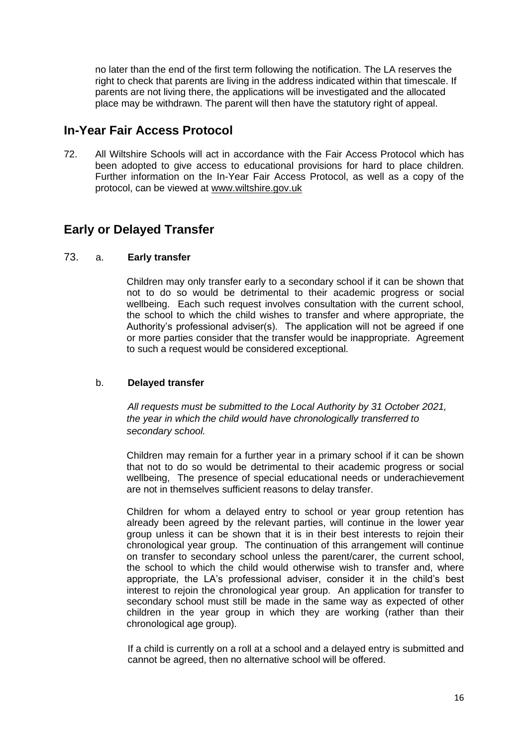no later than the end of the first term following the notification. The LA reserves the right to check that parents are living in the address indicated within that timescale. If parents are not living there, the applications will be investigated and the allocated place may be withdrawn. The parent will then have the statutory right of appeal.

## In-Year Fair Access Protocol

72. All Wiltshire Schools will act in accordance with the Fair Access Protocol which has been adopted to give access to educational provisions for hard to place children. Further information on the In-Year Fair Access Protocol, as well as a copy of the protocol, can be viewed at www.wiltshire.gov.uk

## Early or Delayed Transfer

73. a. **Early transfer**

Children may only transfer early to a secondary school if it can be shown that not to do so would be detrimental to their academic progress or social wellbeing. Each such request involves consultation with the current school, the school to which the child wishes to transfer and where appropriate, the Authority's professional adviser(s). The application will not be agreed if one or more parties consider that the transfer would be inappropriate. Agreement to such a request would be considered exceptional.

b. **Delayed transfer**

*All requests must be submitted to the Local Authority by 31 October 2021, the year in which the child would have chronologically transferred to secondary school.*

Children may remain for a further year in a primary school if it can be shown that not to do so would be detrimental to their academic progress or social wellbeing, The presence of special educational needs or underachievement are not in themselves sufficient reasons to delay transfer.

Children for whom a delayed entry to school or year group retention has already been agreed by the relevant parties, will continue in the lower year group unless it can be shown that it is in their best interests to rejoin their chronological year group. The continuation of this arrangement will continue on transfer to secondary school unless the parent/carer, the current school, the school to which the child would otherwise wish to transfer and, where appropriate, the LA's professional adviser, consider it in the child's best interest to rejoin the chronological year group. An application for transfer to secondary school must still be made in the same way as expected of other children in the year group in which they are working (rather than their chronological age group).

If a child is currently on a roll at a school and a delayed entry is submitted and cannot be agreed, then no alternative school will be offered.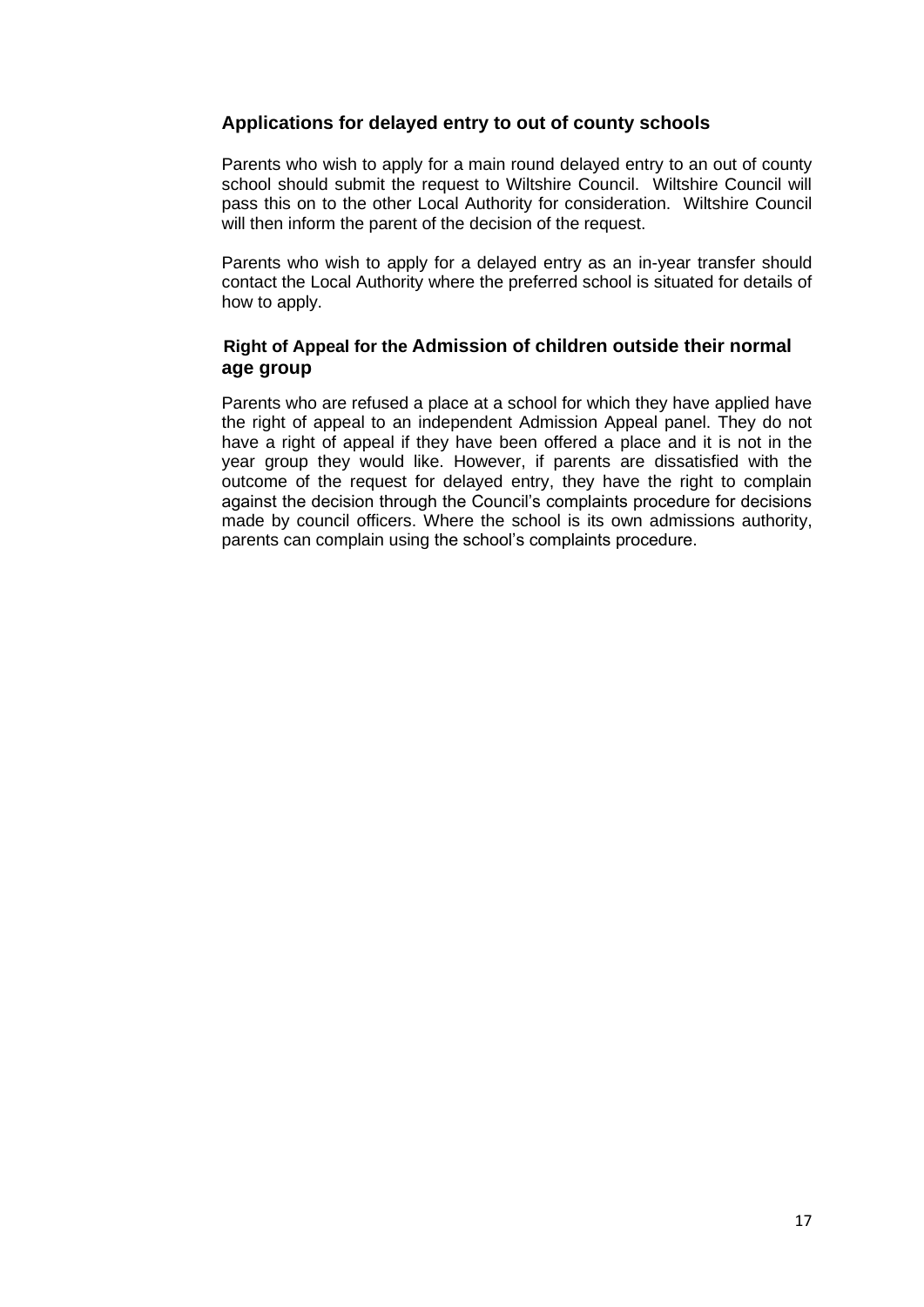## Applications for delayed entry to out of county schools

Parents who wish to apply for a main round delayed entry to an out of county school should submit the request to Wiltshire Council. Wiltshire Council will pass this on to the other Local Authority for consideration. Wiltshire Council will then inform the parent of the decision of the request.

Parents who wish to apply for a delayed entry as an in-year transfer should contact the Local Authority where the preferred school is situated for details of how to apply.

## Right of Appeal for the Admission of children outside their normal age group

Parents who are refused a place at a school for which they have applied have the right of appeal to an independent Admission Appeal panel. They do not have a right of appeal if they have been offered a place and it is not in the year group they would like. However, if parents are dissatisfied with the outcome of the request for delayed entry, they have the right to complain against the decision through the Council's complaints procedure for decisions made by council officers. Where the school is its own admissions authority, parents can complain using the school's complaints procedure.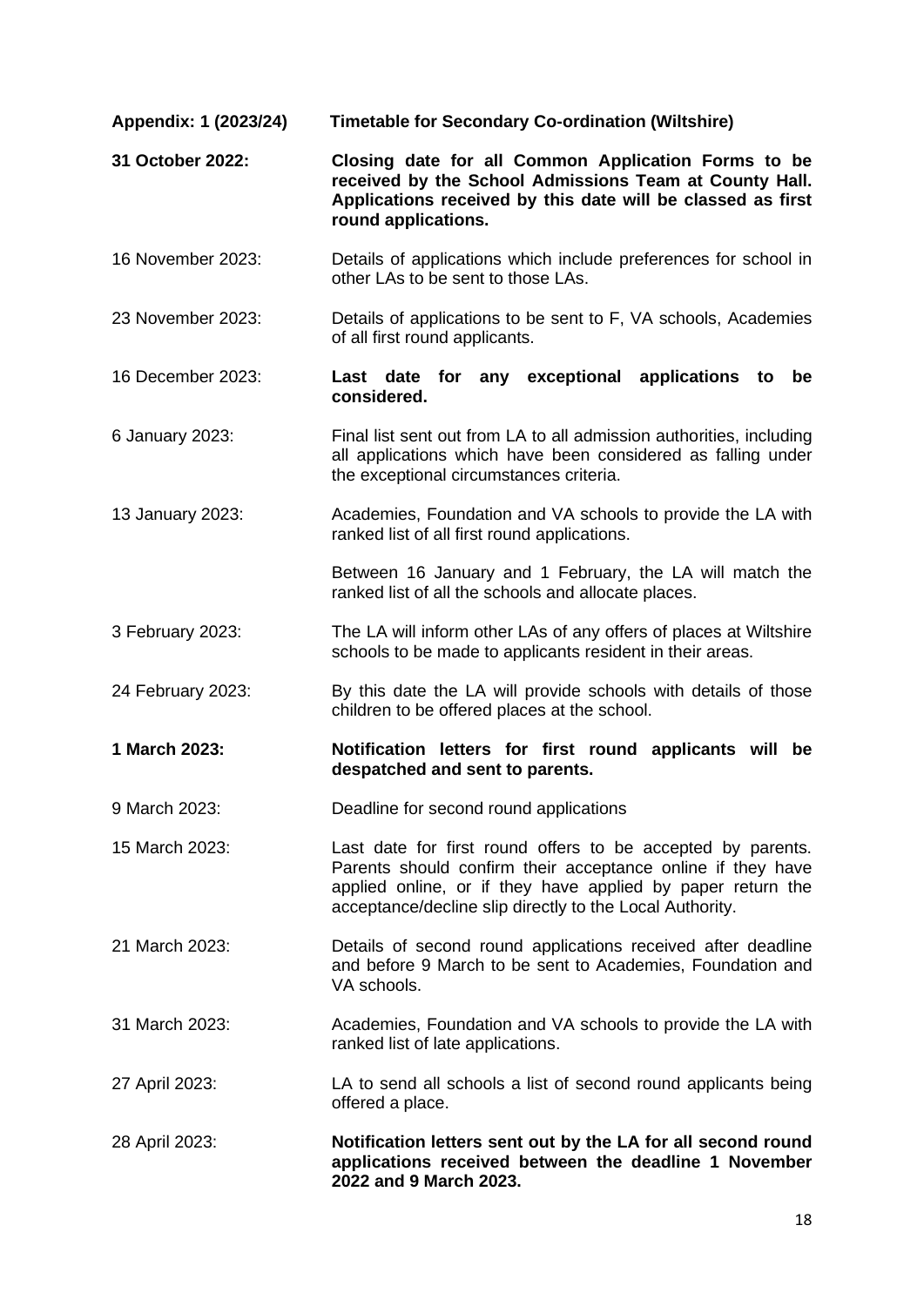**Appendix: 1 (2023/24) Timetable for Secondary Co-ordination (Wiltshire)**

| | |
|---|---|
| **31 October 2022:** | **Closing date for all Common Application Forms to be received by the School Admissions Team at County Hall. Applications received by this date will be classed as first round applications.** |
| 16 November 2023: | Details of applications which include preferences for school in other LAs to be sent to those LAs. |
| 23 November 2023: | Details of applications to be sent to F, VA schools, Academies of all first round applicants. |
| 16 December 2023: | **Last date for any exceptional applications to be considered.** |
| 6 January 2023: | Final list sent out from LA to all admission authorities, including all applications which have been considered as falling under the exceptional circumstances criteria. |
| 13 January 2023: | Academies, Foundation and VA schools to provide the LA with ranked list of all first round applications. |
| | Between 16 January and 1 February, the LA will match the ranked list of all the schools and allocate places. |
| 3 February 2023: | The LA will inform other LAs of any offers of places at Wiltshire schools to be made to applicants resident in their areas. |
| 24 February 2023: | By this date the LA will provide schools with details of those children to be offered places at the school. |
| **1 March 2023:** | **Notification letters for first round applicants will be despatched and sent to parents.** |
| 9 March 2023: | Deadline for second round applications |
| 15 March 2023: | Last date for first round offers to be accepted by parents. Parents should confirm their acceptance online if they have applied online, or if they have applied by paper return the acceptance/decline slip directly to the Local Authority. |
| 21 March 2023: | Details of second round applications received after deadline and before 9 March to be sent to Academies, Foundation and VA schools. |
| 31 March 2023: | Academies, Foundation and VA schools to provide the LA with ranked list of late applications. |
| 27 April 2023: | LA to send all schools a list of second round applicants being offered a place. |
| 28 April 2023: | **Notification letters sent out by the LA for all second round applications received between the deadline 1 November 2022 and 9 March 2023.** |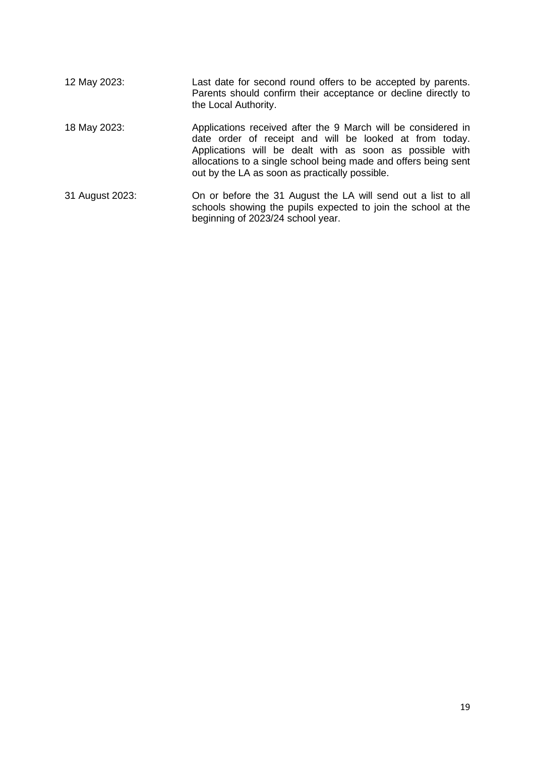| | |
|---|---|
| 12 May 2023: | Last date for second round offers to be accepted by parents. Parents should confirm their acceptance or decline directly to the Local Authority. |
| 18 May 2023: | Applications received after the 9 March will be considered in date order of receipt and will be looked at from today. Applications will be dealt with as soon as possible with allocations to a single school being made and offers being sent out by the LA as soon as practically possible. |
| 31 August 2023: | On or before the 31 August the LA will send out a list to all schools showing the pupils expected to join the school at the beginning of 2023/24 school year. |